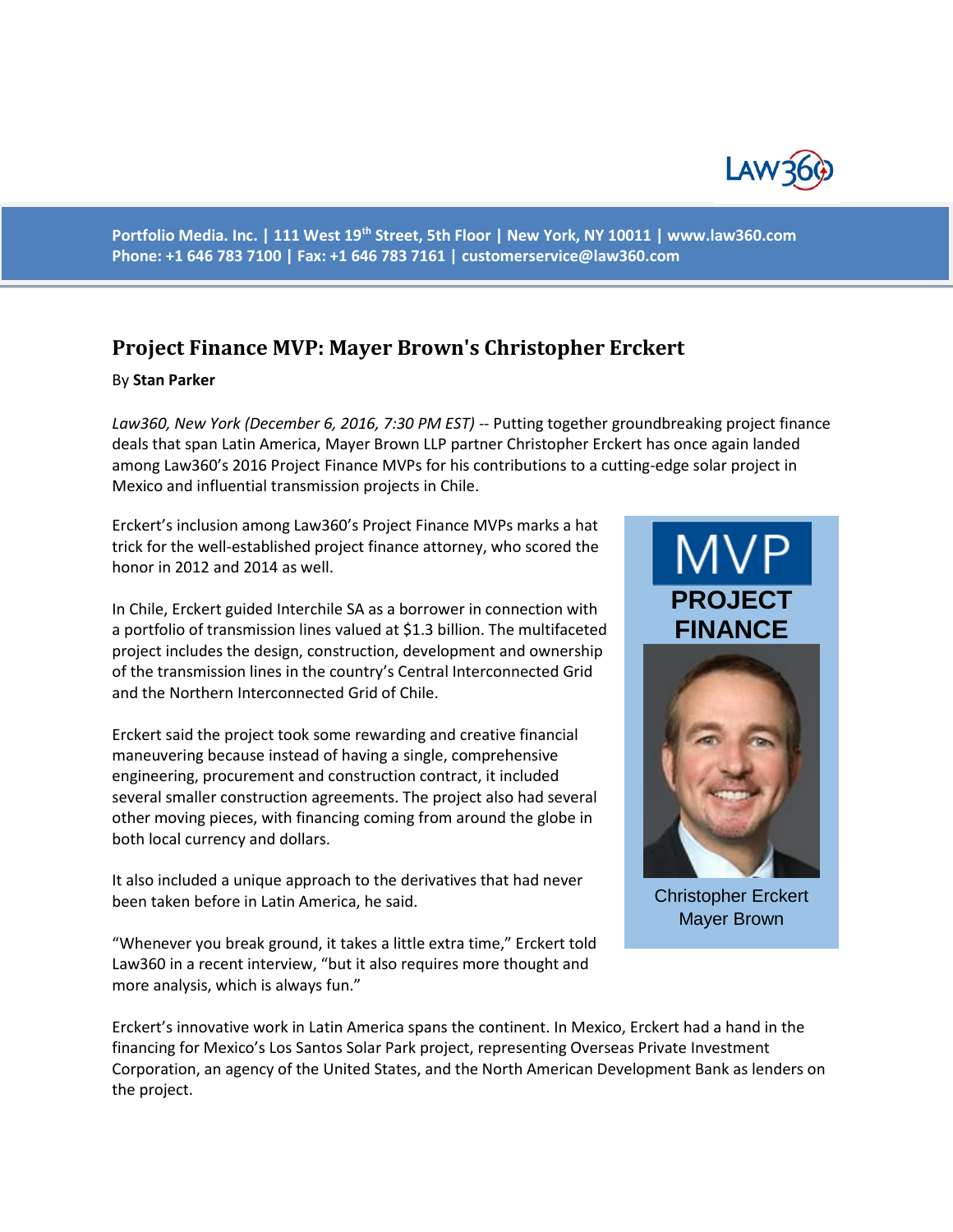Portfolio Media. Inc. | 111 West 19th Street, 5th Floor | New York, NY 10011 | www.law360.com
Phone: +1 646 783 7100 | Fax: +1 646 783 7161 | customerservice@law360.com

# Project Finance MVP: Mayer Brown's Christopher Erckert

By **Stan Parker**

*Law360, New York (December 6, 2016, 7:30 PM EST)* -- Putting together groundbreaking project finance deals that span Latin America, Mayer Brown LLP partner Christopher Erckert has once again landed among Law360's 2016 Project Finance MVPs for his contributions to a cutting-edge solar project in Mexico and influential transmission projects in Chile.

Erckert's inclusion among Law360's Project Finance MVPs marks a hat trick for the well-established project finance attorney, who scored the honor in 2012 and 2014 as well.

In Chile, Erckert guided Interchile SA as a borrower in connection with a portfolio of transmission lines valued at $1.3 billion. The multifaceted project includes the design, construction, development and ownership of the transmission lines in the country's Central Interconnected Grid and the Northern Interconnected Grid of Chile.

Erckert said the project took some rewarding and creative financial maneuvering because instead of having a single, comprehensive engineering, procurement and construction contract, it included several smaller construction agreements. The project also had several other moving pieces, with financing coming from around the globe in both local currency and dollars.

It also included a unique approach to the derivatives that had never been taken before in Latin America, he said.

"Whenever you break ground, it takes a little extra time," Erckert told Law360 in a recent interview, "but it also requires more thought and more analysis, which is always fun."

MVP PROJECT FINANCE

Christopher Erckert
Mayer Brown

Erckert's innovative work in Latin America spans the continent. In Mexico, Erckert had a hand in the financing for Mexico's Los Santos Solar Park project, representing Overseas Private Investment Corporation, an agency of the United States, and the North American Development Bank as lenders on the project.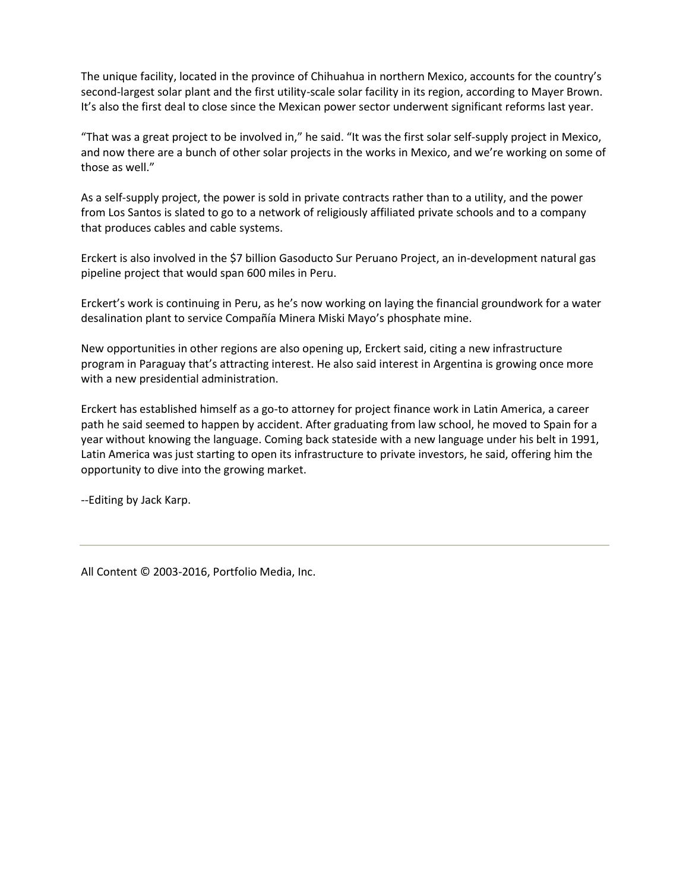The unique facility, located in the province of Chihuahua in northern Mexico, accounts for the country's second-largest solar plant and the first utility-scale solar facility in its region, according to Mayer Brown. It's also the first deal to close since the Mexican power sector underwent significant reforms last year.

"That was a great project to be involved in," he said. "It was the first solar self-supply project in Mexico, and now there are a bunch of other solar projects in the works in Mexico, and we're working on some of those as well."

As a self-supply project, the power is sold in private contracts rather than to a utility, and the power from Los Santos is slated to go to a network of religiously affiliated private schools and to a company that produces cables and cable systems.

Erckert is also involved in the $7 billion Gasoducto Sur Peruano Project, an in-development natural gas pipeline project that would span 600 miles in Peru.

Erckert's work is continuing in Peru, as he's now working on laying the financial groundwork for a water desalination plant to service Compañía Minera Miski Mayo's phosphate mine.

New opportunities in other regions are also opening up, Erckert said, citing a new infrastructure program in Paraguay that's attracting interest. He also said interest in Argentina is growing once more with a new presidential administration.

Erckert has established himself as a go-to attorney for project finance work in Latin America, a career path he said seemed to happen by accident. After graduating from law school, he moved to Spain for a year without knowing the language. Coming back stateside with a new language under his belt in 1991, Latin America was just starting to open its infrastructure to private investors, he said, offering him the opportunity to dive into the growing market.

--Editing by Jack Karp.

---

All Content © 2003-2016, Portfolio Media, Inc.